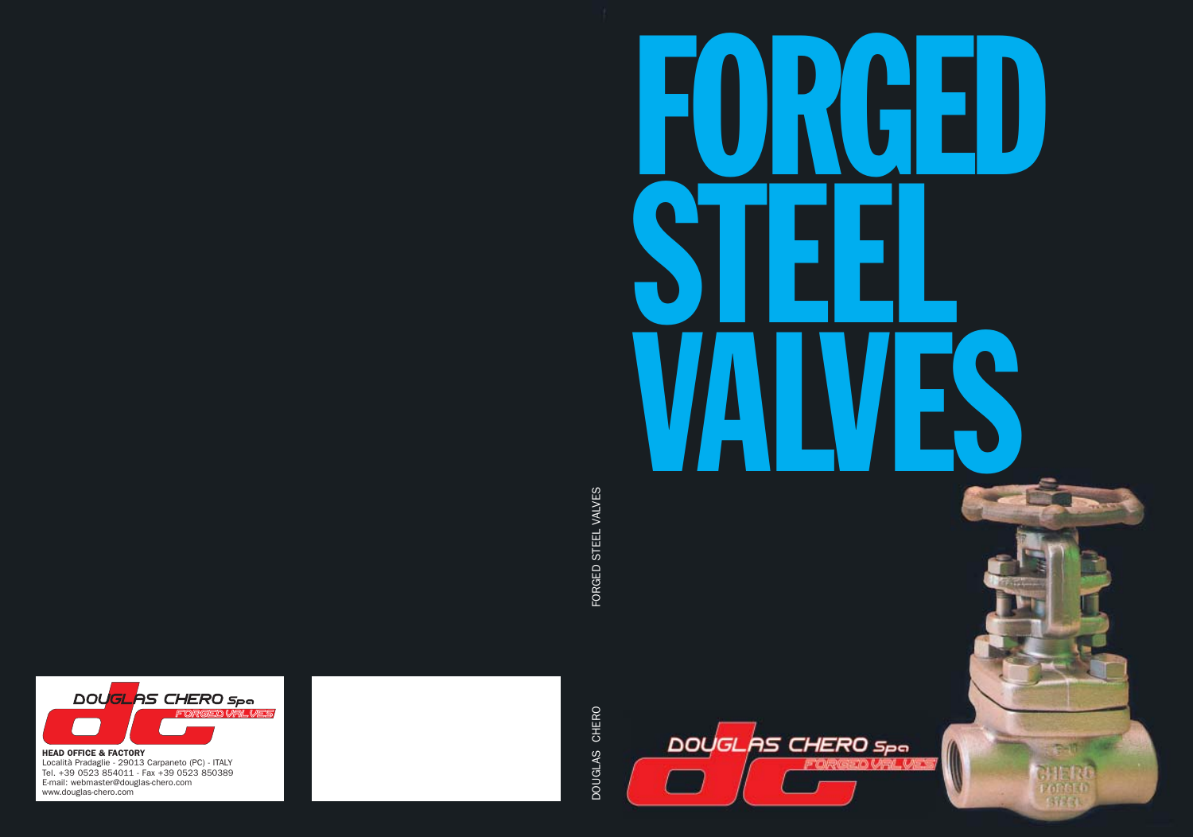# FORGED STEEL VALVES

DOUGLAS CHERO FORGED STEEL VALVES

DOUGLAS CHERO Spa
FORGED VALVES

DOUGLAS CHERO Spa
FORGED VALVES

**HEAD OFFICE & FACTORY**
Località Pradaglie - 29013 Carpaneto (PC) - ITALY
Tel. +39 0523 854011 - Fax +39 0523 850389
E-mail: webmaster@douglas-chero.com
www.douglas-chero.com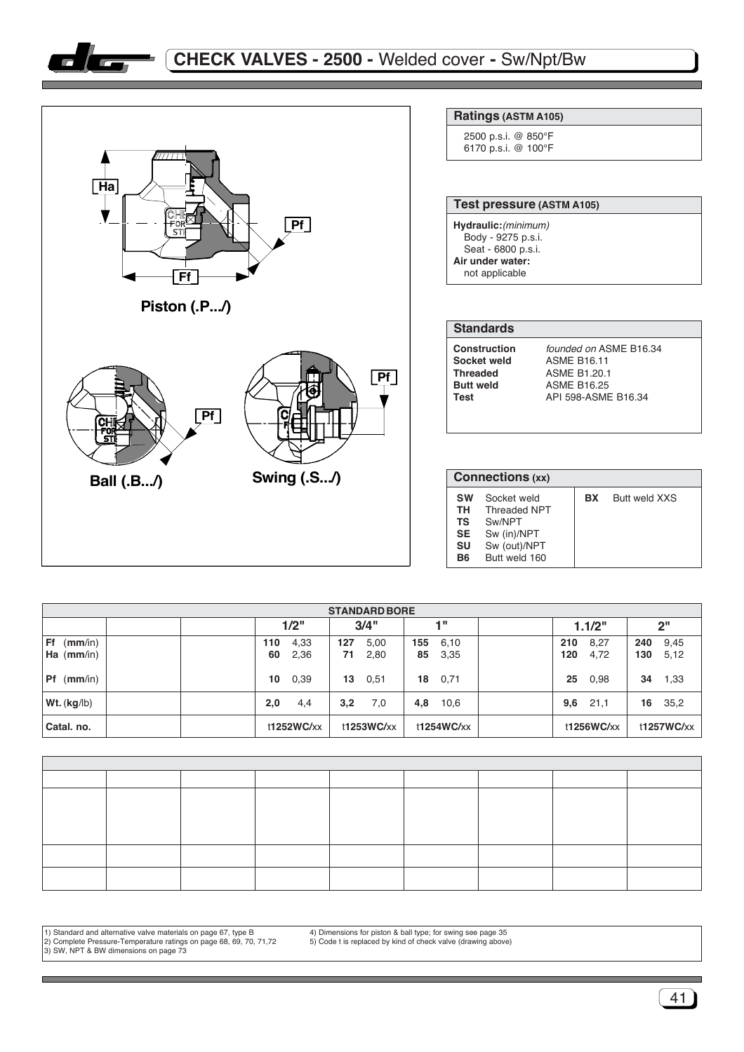# CHECK VALVES - 2500 - Welded cover - Sw/Npt/Bw

Ha

Pf

Ff

Piston (.P.../)

Pf

Pf

Ball (.B.../)

Swing (.S.../)

| Ratings (ASTM A105) |
|---|
| 2500 p.s.i. @ 850°F<br>6170 p.s.i. @ 100°F |

| Test pressure (ASTM A105) |
|---|
| **Hydraulic:** *(minimum)*<br>Body - 9275 p.s.i.<br>Seat - 6800 p.s.i.<br>**Air under water:**<br>not applicable |

| Standards | |
|---|---|
| **Construction** | *founded on* ASME B16.34 |
| **Socket weld** | ASME B16.11 |
| **Threaded** | ASME B1.20.1 |
| **Butt weld** | ASME B16.25 |
| **Test** | API 598-ASME B16.34 |

| Connections (xx) | | | |
|---|---|---|---|
| **SW** | Socket weld | **BX** | Butt weld XXS |
| **TH** | Threaded NPT | | |
| **TS** | Sw/NPT | | |
| **SE** | Sw (in)/NPT | | |
| **SU** | Sw (out)/NPT | | |
| **B6** | Butt weld 160 | | |

| STANDARD BORE | | | | | | | | |
|---|---|---|---|---|---|---|---|---|
| | | | 1/2" | 3/4" | 1" | | 1.1/2" | 2" |
| **Ff** (**mm**/in) | | | **110** 4,33 | **127** 5,00 | **155** 6,10 | | **210** 8,27 | **240** 9,45 |
| **Ha** (**mm**/in) | | | **60** 2,36 | **71** 2,80 | **85** 3,35 | | **120** 4,72 | **130** 5,12 |
| **Pf** (**mm**/in) | | | **10** 0,39 | **13** 0,51 | **18** 0,71 | | **25** 0,98 | **34** 1,33 |
| **Wt.** (**kg**/lb) | | | **2,0** 4,4 | **3,2** 7,0 | **4,8** 10,6 | | **9,6** 21,1 | **16** 35,2 |
| **Catal. no.** | | | t**1252WC/**xx | t**1253WC/**xx | t**1254WC/**xx | | t**1256WC/**xx | t**1257WC/**xx |

1) Standard and alternative valve materials on page 67, type B
2) Complete Pressure-Temperature ratings on page 68, 69, 70, 71,72
3) SW, NPT & BW dimensions on page 73
4) Dimensions for piston & ball type; for swing see page 35
5) Code t is replaced by kind of check valve (drawing above)